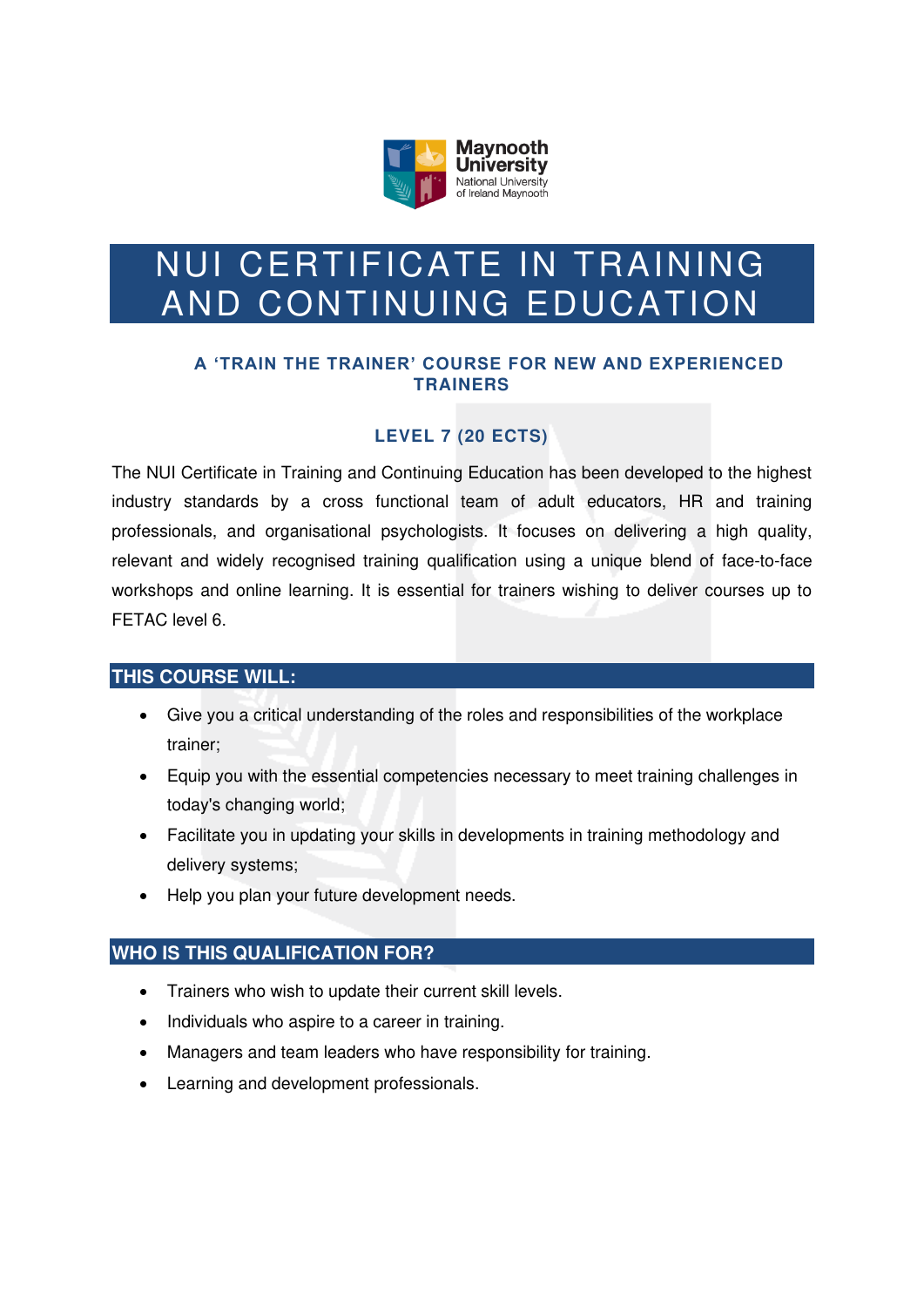Maynooth University
National University of Ireland Maynooth

# NUI CERTIFICATE IN TRAINING AND CONTINUING EDUCATION

### A 'TRAIN THE TRAINER' COURSE FOR NEW AND EXPERIENCED TRAINERS

### LEVEL 7 (20 ECTS)

The NUI Certificate in Training and Continuing Education has been developed to the highest industry standards by a cross functional team of adult educators, HR and training professionals, and organisational psychologists. It focuses on delivering a high quality, relevant and widely recognised training qualification using a unique blend of face-to-face workshops and online learning. It is essential for trainers wishing to deliver courses up to FETAC level 6.

## THIS COURSE WILL:

- Give you a critical understanding of the roles and responsibilities of the workplace trainer;
- Equip you with the essential competencies necessary to meet training challenges in today's changing world;
- Facilitate you in updating your skills in developments in training methodology and delivery systems;
- Help you plan your future development needs.

## WHO IS THIS QUALIFICATION FOR?

- Trainers who wish to update their current skill levels.
- Individuals who aspire to a career in training.
- Managers and team leaders who have responsibility for training.
- Learning and development professionals.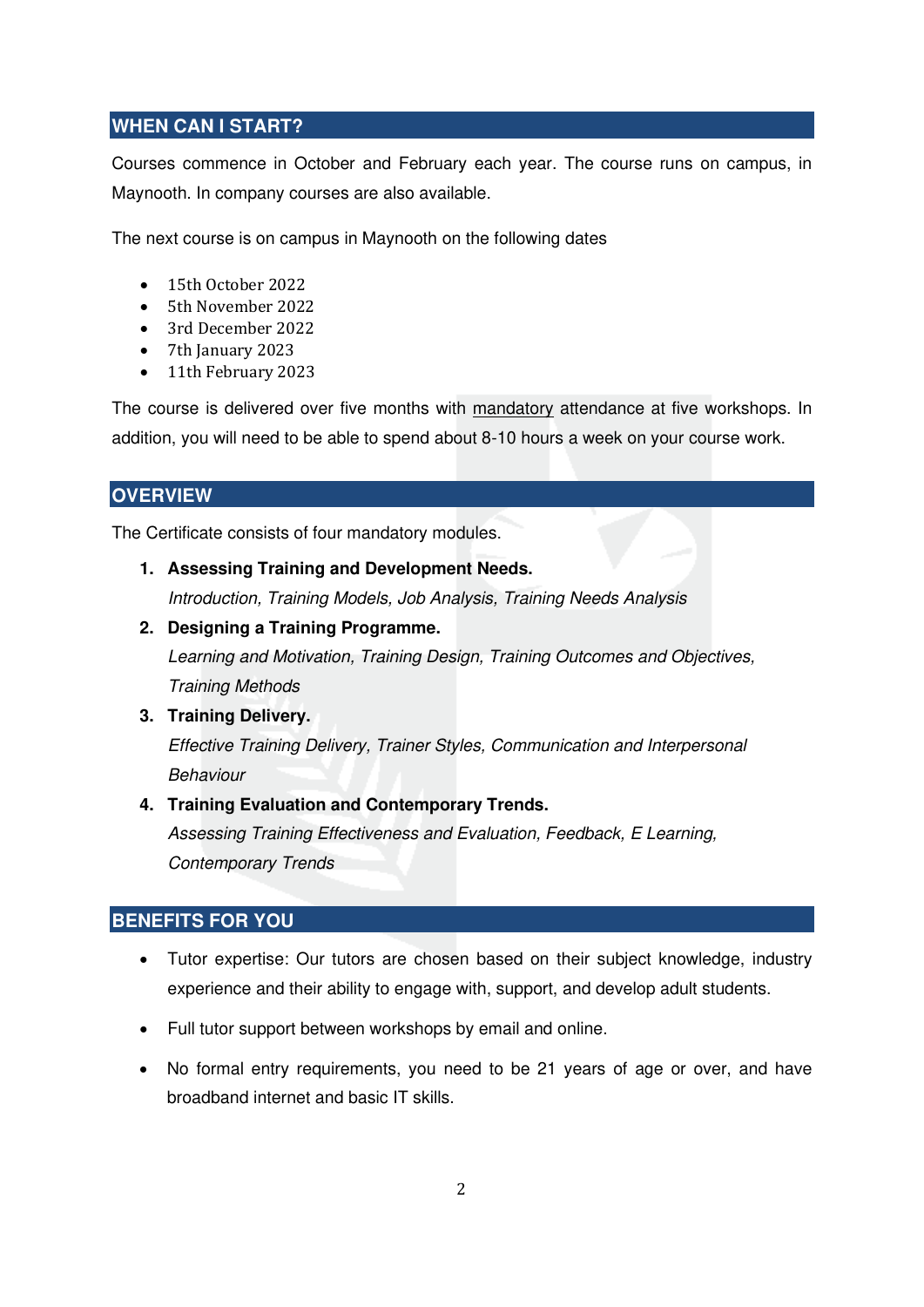## WHEN CAN I START?

Courses commence in October and February each year. The course runs on campus, in Maynooth. In company courses are also available.

The next course is on campus in Maynooth on the following dates

- 15th October 2022
- 5th November 2022
- 3rd December 2022
- 7th January 2023
- 11th February 2023

The course is delivered over five months with mandatory attendance at five workshops. In addition, you will need to be able to spend about 8-10 hours a week on your course work.

## OVERVIEW

The Certificate consists of four mandatory modules.

1. **Assessing Training and Development Needs.**
   *Introduction, Training Models, Job Analysis, Training Needs Analysis*
2. **Designing a Training Programme.**
   *Learning and Motivation, Training Design, Training Outcomes and Objectives, Training Methods*
3. **Training Delivery.**
   *Effective Training Delivery, Trainer Styles, Communication and Interpersonal Behaviour*
4. **Training Evaluation and Contemporary Trends.**
   *Assessing Training Effectiveness and Evaluation, Feedback, E Learning, Contemporary Trends*

## BENEFITS FOR YOU

- Tutor expertise: Our tutors are chosen based on their subject knowledge, industry experience and their ability to engage with, support, and develop adult students.
- Full tutor support between workshops by email and online.
- No formal entry requirements, you need to be 21 years of age or over, and have broadband internet and basic IT skills.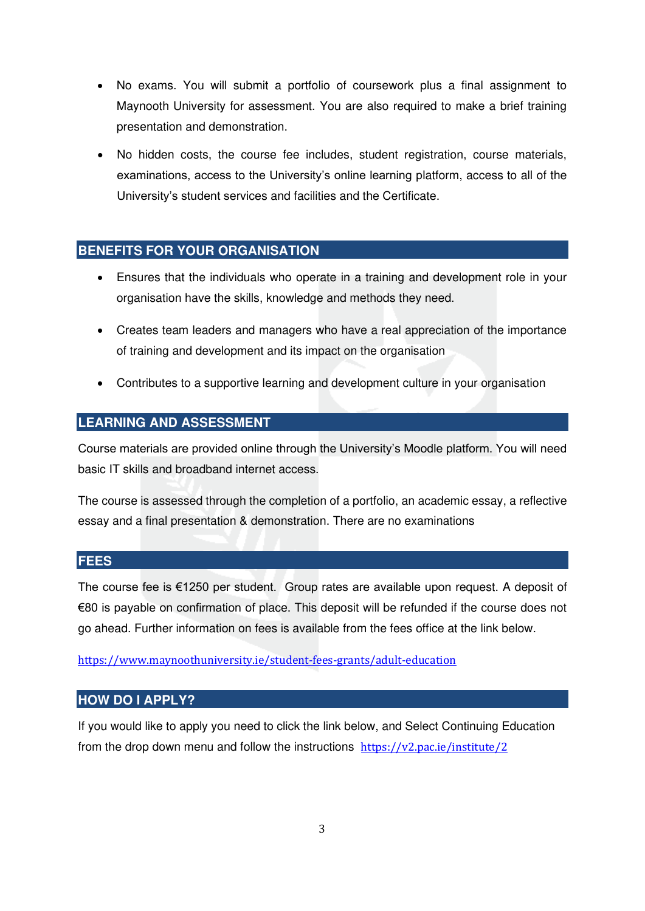- No exams. You will submit a portfolio of coursework plus a final assignment to Maynooth University for assessment. You are also required to make a brief training presentation and demonstration.
- No hidden costs, the course fee includes, student registration, course materials, examinations, access to the University's online learning platform, access to all of the University's student services and facilities and the Certificate.

## BENEFITS FOR YOUR ORGANISATION

- Ensures that the individuals who operate in a training and development role in your organisation have the skills, knowledge and methods they need.
- Creates team leaders and managers who have a real appreciation of the importance of training and development and its impact on the organisation
- Contributes to a supportive learning and development culture in your organisation

## LEARNING AND ASSESSMENT

Course materials are provided online through the University's Moodle platform. You will need basic IT skills and broadband internet access.

The course is assessed through the completion of a portfolio, an academic essay, a reflective essay and a final presentation & demonstration. There are no examinations

## FEES

The course fee is €1250 per student. Group rates are available upon request. A deposit of €80 is payable on confirmation of place. This deposit will be refunded if the course does not go ahead. Further information on fees is available from the fees office at the link below.

https://www.maynoothuniversity.ie/student-fees-grants/adult-education

## HOW DO I APPLY?

If you would like to apply you need to click the link below, and Select Continuing Education from the drop down menu and follow the instructions https://v2.pac.ie/institute/2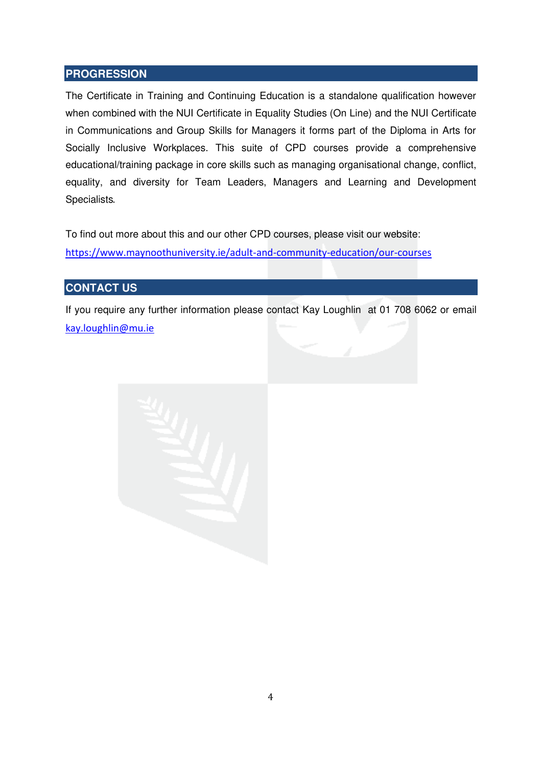## PROGRESSION

The Certificate in Training and Continuing Education is a standalone qualification however when combined with the NUI Certificate in Equality Studies (On Line) and the NUI Certificate in Communications and Group Skills for Managers it forms part of the Diploma in Arts for Socially Inclusive Workplaces. This suite of CPD courses provide a comprehensive educational/training package in core skills such as managing organisational change, conflict, equality, and diversity for Team Leaders, Managers and Learning and Development Specialists.

To find out more about this and our other CPD courses, please visit our website:
https://www.maynoothuniversity.ie/adult-and-community-education/our-courses

## CONTACT US

If you require any further information please contact Kay Loughlin at 01 708 6062 or email kay.loughlin@mu.ie